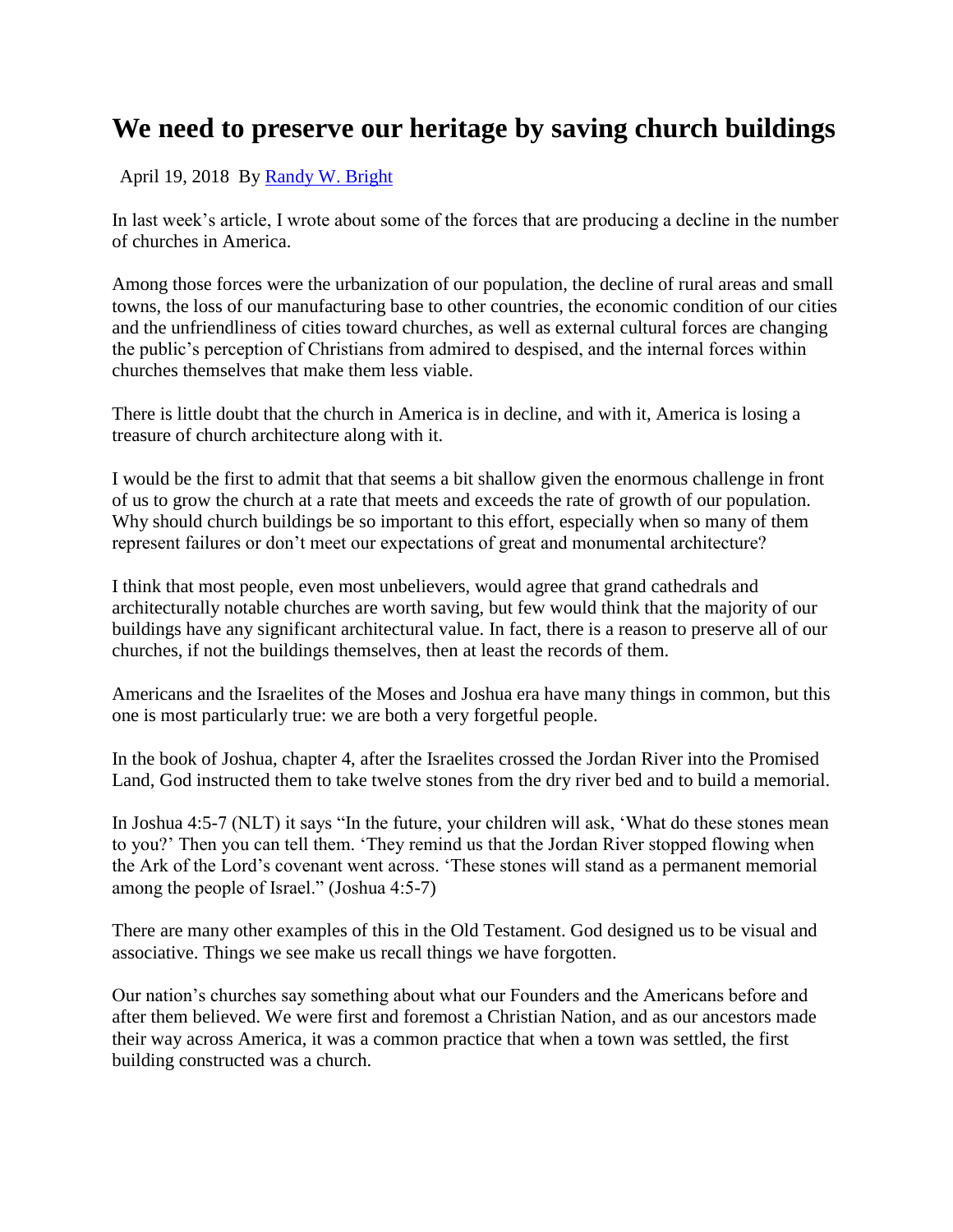# We need to preserve our heritage by saving church buildings

April 19, 2018 By Randy W. Bright

In last week's article, I wrote about some of the forces that are producing a decline in the number of churches in America.

Among those forces were the urbanization of our population, the decline of rural areas and small towns, the loss of our manufacturing base to other countries, the economic condition of our cities and the unfriendliness of cities toward churches, as well as external cultural forces are changing the public's perception of Christians from admired to despised, and the internal forces within churches themselves that make them less viable.

There is little doubt that the church in America is in decline, and with it, America is losing a treasure of church architecture along with it.

I would be the first to admit that that seems a bit shallow given the enormous challenge in front of us to grow the church at a rate that meets and exceeds the rate of growth of our population. Why should church buildings be so important to this effort, especially when so many of them represent failures or don't meet our expectations of great and monumental architecture?

I think that most people, even most unbelievers, would agree that grand cathedrals and architecturally notable churches are worth saving, but few would think that the majority of our buildings have any significant architectural value. In fact, there is a reason to preserve all of our churches, if not the buildings themselves, then at least the records of them.

Americans and the Israelites of the Moses and Joshua era have many things in common, but this one is most particularly true: we are both a very forgetful people.

In the book of Joshua, chapter 4, after the Israelites crossed the Jordan River into the Promised Land, God instructed them to take twelve stones from the dry river bed and to build a memorial.

In Joshua 4:5-7 (NLT) it says "In the future, your children will ask, 'What do these stones mean to you?' Then you can tell them. 'They remind us that the Jordan River stopped flowing when the Ark of the Lord's covenant went across. 'These stones will stand as a permanent memorial among the people of Israel." (Joshua 4:5-7)

There are many other examples of this in the Old Testament. God designed us to be visual and associative. Things we see make us recall things we have forgotten.

Our nation's churches say something about what our Founders and the Americans before and after them believed. We were first and foremost a Christian Nation, and as our ancestors made their way across America, it was a common practice that when a town was settled, the first building constructed was a church.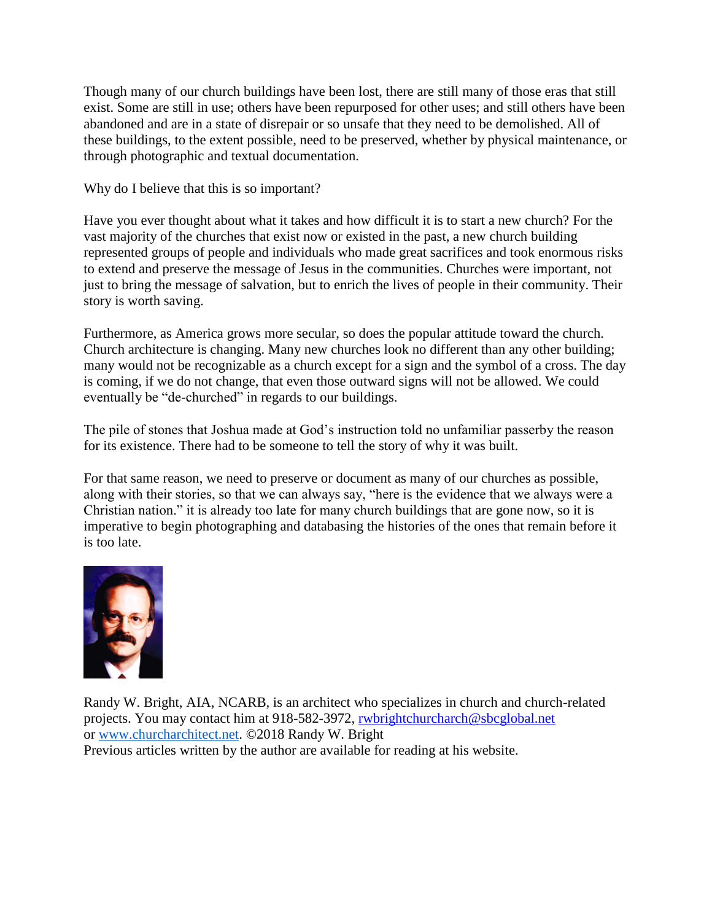Though many of our church buildings have been lost, there are still many of those eras that still exist. Some are still in use; others have been repurposed for other uses; and still others have been abandoned and are in a state of disrepair or so unsafe that they need to be demolished. All of these buildings, to the extent possible, need to be preserved, whether by physical maintenance, or through photographic and textual documentation.

Why do I believe that this is so important?

Have you ever thought about what it takes and how difficult it is to start a new church? For the vast majority of the churches that exist now or existed in the past, a new church building represented groups of people and individuals who made great sacrifices and took enormous risks to extend and preserve the message of Jesus in the communities. Churches were important, not just to bring the message of salvation, but to enrich the lives of people in their community. Their story is worth saving.

Furthermore, as America grows more secular, so does the popular attitude toward the church. Church architecture is changing. Many new churches look no different than any other building; many would not be recognizable as a church except for a sign and the symbol of a cross. The day is coming, if we do not change, that even those outward signs will not be allowed. We could eventually be "de-churched" in regards to our buildings.

The pile of stones that Joshua made at God's instruction told no unfamiliar passerby the reason for its existence. There had to be someone to tell the story of why it was built.

For that same reason, we need to preserve or document as many of our churches as possible, along with their stories, so that we can always say, "here is the evidence that we always were a Christian nation." it is already too late for many church buildings that are gone now, so it is imperative to begin photographing and databasing the histories of the ones that remain before it is too late.

Randy W. Bright, AIA, NCARB, is an architect who specializes in church and church-related projects. You may contact him at 918-582-3972, rwbrightchurcharch@sbcglobal.net or www.churcharchitect.net. ©2018 Randy W. Bright
Previous articles written by the author are available for reading at his website.